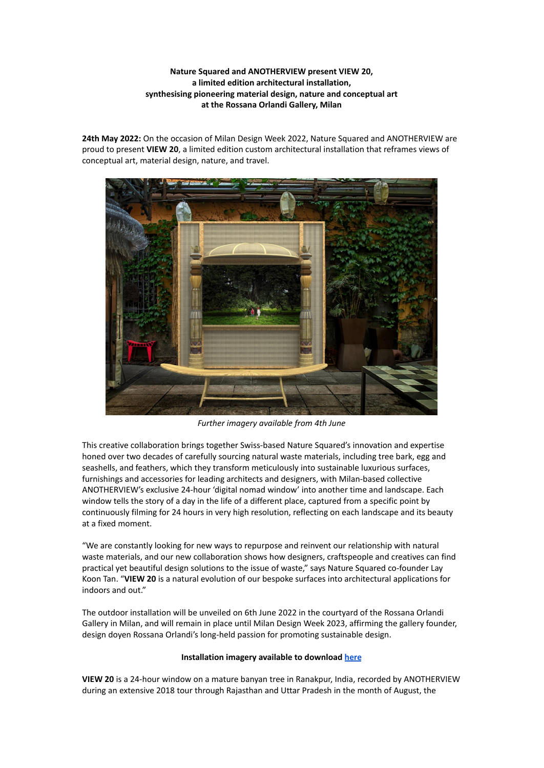**Nature Squared and ANOTHERVIEW present VIEW 20,**
**a limited edition architectural installation,**
**synthesising pioneering material design, nature and conceptual art**
**at the Rossana Orlandi Gallery, Milan**

**24th May 2022:** On the occasion of Milan Design Week 2022, Nature Squared and ANOTHERVIEW are proud to present **VIEW 20**, a limited edition custom architectural installation that reframes views of conceptual art, material design, nature, and travel.

*Further imagery available from 4th June*

This creative collaboration brings together Swiss-based Nature Squared's innovation and expertise honed over two decades of carefully sourcing natural waste materials, including tree bark, egg and seashells, and feathers, which they transform meticulously into sustainable luxurious surfaces, furnishings and accessories for leading architects and designers, with Milan-based collective ANOTHERVIEW's exclusive 24-hour 'digital nomad window' into another time and landscape. Each window tells the story of a day in the life of a different place, captured from a specific point by continuously filming for 24 hours in very high resolution, reflecting on each landscape and its beauty at a fixed moment.

"We are constantly looking for new ways to repurpose and reinvent our relationship with natural waste materials, and our new collaboration shows how designers, craftspeople and creatives can find practical yet beautiful design solutions to the issue of waste," says Nature Squared co-founder Lay Koon Tan. "**VIEW 20** is a natural evolution of our bespoke surfaces into architectural applications for indoors and out."

The outdoor installation will be unveiled on 6th June 2022 in the courtyard of the Rossana Orlandi Gallery in Milan, and will remain in place until Milan Design Week 2023, affirming the gallery founder, design doyen Rossana Orlandi's long-held passion for promoting sustainable design.

**Installation imagery available to download here**

**VIEW 20** is a 24-hour window on a mature banyan tree in Ranakpur, India, recorded by ANOTHERVIEW during an extensive 2018 tour through Rajasthan and Uttar Pradesh in the month of August, the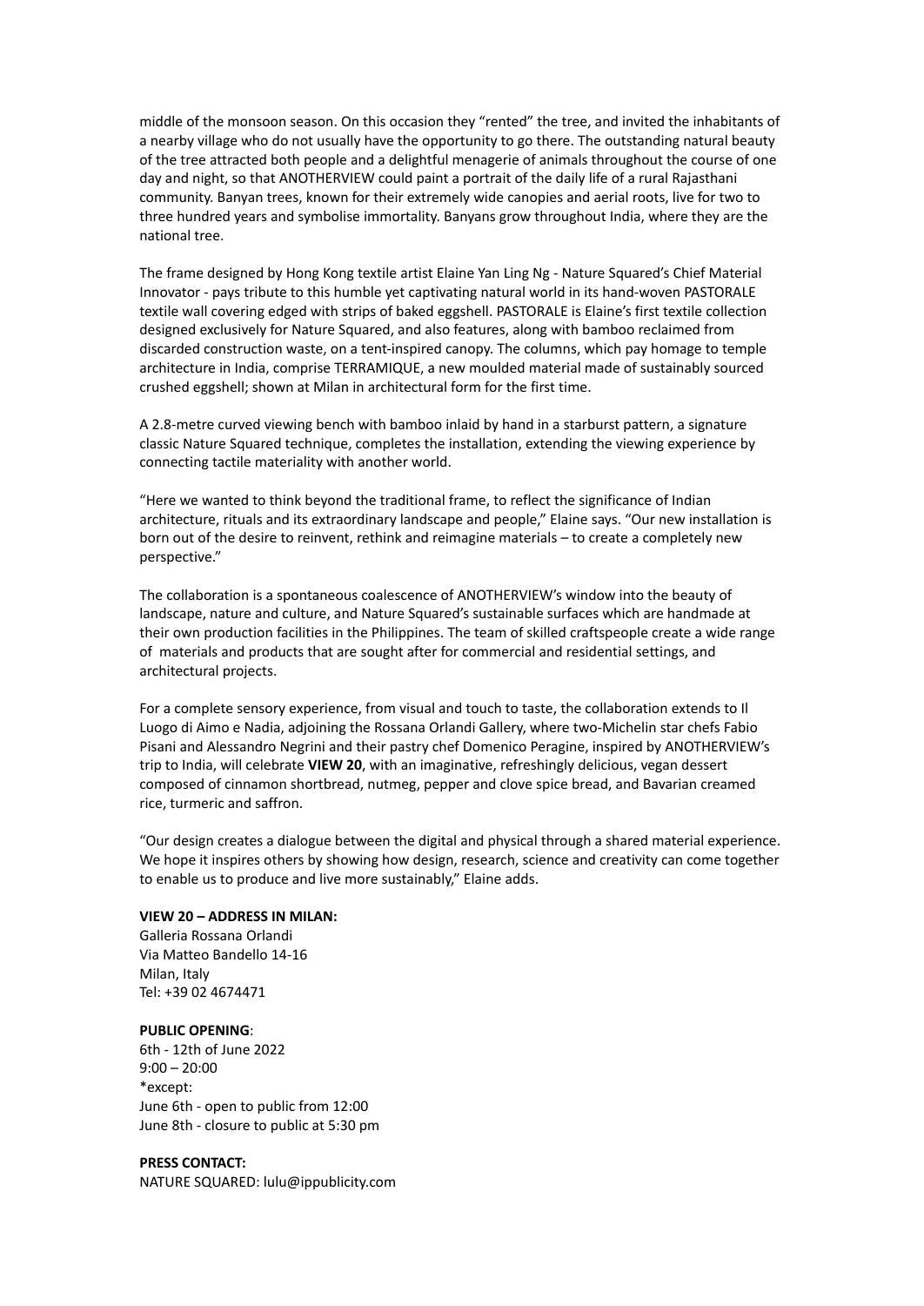middle of the monsoon season. On this occasion they "rented" the tree, and invited the inhabitants of a nearby village who do not usually have the opportunity to go there. The outstanding natural beauty of the tree attracted both people and a delightful menagerie of animals throughout the course of one day and night, so that ANOTHERVIEW could paint a portrait of the daily life of a rural Rajasthani community. Banyan trees, known for their extremely wide canopies and aerial roots, live for two to three hundred years and symbolise immortality. Banyans grow throughout India, where they are the national tree.

The frame designed by Hong Kong textile artist Elaine Yan Ling Ng - Nature Squared's Chief Material Innovator - pays tribute to this humble yet captivating natural world in its hand-woven PASTORALE textile wall covering edged with strips of baked eggshell. PASTORALE is Elaine's first textile collection designed exclusively for Nature Squared, and also features, along with bamboo reclaimed from discarded construction waste, on a tent-inspired canopy. The columns, which pay homage to temple architecture in India, comprise TERRAMIQUE, a new moulded material made of sustainably sourced crushed eggshell; shown at Milan in architectural form for the first time.

A 2.8-metre curved viewing bench with bamboo inlaid by hand in a starburst pattern, a signature classic Nature Squared technique, completes the installation, extending the viewing experience by connecting tactile materiality with another world.

"Here we wanted to think beyond the traditional frame, to reflect the significance of Indian architecture, rituals and its extraordinary landscape and people," Elaine says. "Our new installation is born out of the desire to reinvent, rethink and reimagine materials – to create a completely new perspective."

The collaboration is a spontaneous coalescence of ANOTHERVIEW's window into the beauty of landscape, nature and culture, and Nature Squared's sustainable surfaces which are handmade at their own production facilities in the Philippines. The team of skilled craftspeople create a wide range of materials and products that are sought after for commercial and residential settings, and architectural projects.

For a complete sensory experience, from visual and touch to taste, the collaboration extends to Il Luogo di Aimo e Nadia, adjoining the Rossana Orlandi Gallery, where two-Michelin star chefs Fabio Pisani and Alessandro Negrini and their pastry chef Domenico Peragine, inspired by ANOTHERVIEW's trip to India, will celebrate **VIEW 20**, with an imaginative, refreshingly delicious, vegan dessert composed of cinnamon shortbread, nutmeg, pepper and clove spice bread, and Bavarian creamed rice, turmeric and saffron.

"Our design creates a dialogue between the digital and physical through a shared material experience. We hope it inspires others by showing how design, research, science and creativity can come together to enable us to produce and live more sustainably," Elaine adds.

**VIEW 20 – ADDRESS IN MILAN:**
Galleria Rossana Orlandi
Via Matteo Bandello 14-16
Milan, Italy
Tel: +39 02 4674471

**PUBLIC OPENING**:
6th - 12th of June 2022
9:00 – 20:00
*except:
June 6th - open to public from 12:00
June 8th - closure to public at 5:30 pm

**PRESS CONTACT:**
NATURE SQUARED: lulu@ippublicity.com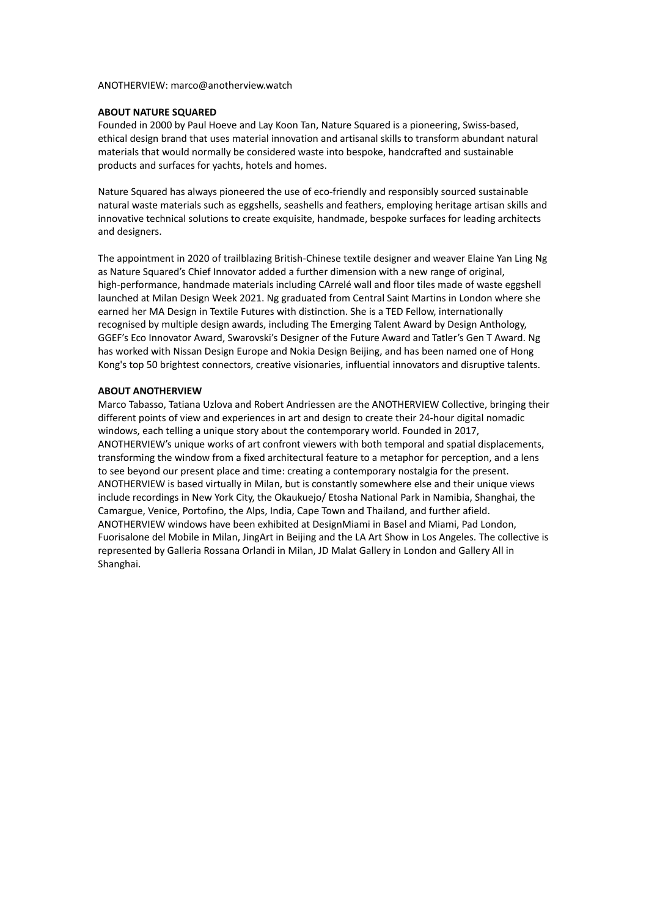ANOTHERVIEW: marco@anotherview.watch

**ABOUT NATURE SQUARED**

Founded in 2000 by Paul Hoeve and Lay Koon Tan, Nature Squared is a pioneering, Swiss-based, ethical design brand that uses material innovation and artisanal skills to transform abundant natural materials that would normally be considered waste into bespoke, handcrafted and sustainable products and surfaces for yachts, hotels and homes.

Nature Squared has always pioneered the use of eco-friendly and responsibly sourced sustainable natural waste materials such as eggshells, seashells and feathers, employing heritage artisan skills and innovative technical solutions to create exquisite, handmade, bespoke surfaces for leading architects and designers.

The appointment in 2020 of trailblazing British-Chinese textile designer and weaver Elaine Yan Ling Ng as Nature Squared's Chief Innovator added a further dimension with a new range of original, high-performance, handmade materials including CArrelé wall and floor tiles made of waste eggshell launched at Milan Design Week 2021. Ng graduated from Central Saint Martins in London where she earned her MA Design in Textile Futures with distinction. She is a TED Fellow, internationally recognised by multiple design awards, including The Emerging Talent Award by Design Anthology, GGEF's Eco Innovator Award, Swarovski's Designer of the Future Award and Tatler's Gen T Award. Ng has worked with Nissan Design Europe and Nokia Design Beijing, and has been named one of Hong Kong's top 50 brightest connectors, creative visionaries, influential innovators and disruptive talents.

**ABOUT ANOTHERVIEW**

Marco Tabasso, Tatiana Uzlova and Robert Andriessen are the ANOTHERVIEW Collective, bringing their different points of view and experiences in art and design to create their 24-hour digital nomadic windows, each telling a unique story about the contemporary world. Founded in 2017, ANOTHERVIEW's unique works of art confront viewers with both temporal and spatial displacements, transforming the window from a fixed architectural feature to a metaphor for perception, and a lens to see beyond our present place and time: creating a contemporary nostalgia for the present. ANOTHERVIEW is based virtually in Milan, but is constantly somewhere else and their unique views include recordings in New York City, the Okaukuejo/ Etosha National Park in Namibia, Shanghai, the Camargue, Venice, Portofino, the Alps, India, Cape Town and Thailand, and further afield. ANOTHERVIEW windows have been exhibited at DesignMiami in Basel and Miami, Pad London, Fuorisalone del Mobile in Milan, JingArt in Beijing and the LA Art Show in Los Angeles. The collective is represented by Galleria Rossana Orlandi in Milan, JD Malat Gallery in London and Gallery All in Shanghai.